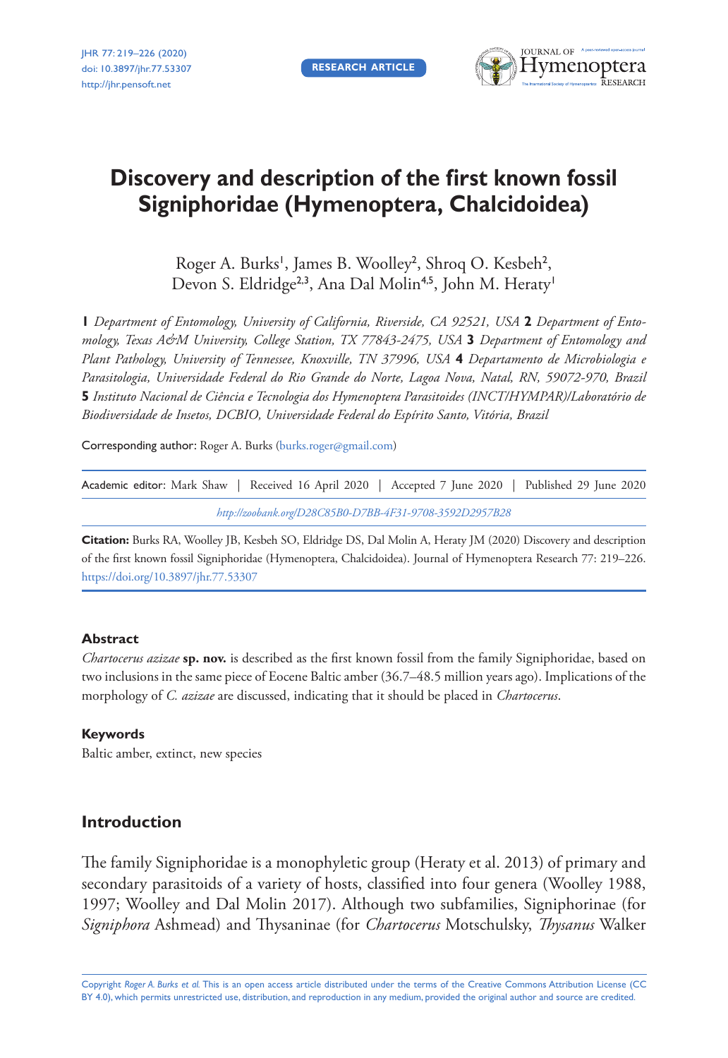**RESEARCH ARTICLE**

# Discovery and description of the first known fossil Signiphoridae (Hymenoptera, Chalcidoidea)

Roger A. Burks[1], James B. Woolley[2], Shroq O. Kesbeh[2], Devon S. Eldridge[2,3], Ana Dal Molin[4,5], John M. Heraty[1]

**1** *Department of Entomology, University of California, Riverside, CA 92521, USA* **2** *Department of Entomology, Texas A&M University, College Station, TX 77843-2475, USA* **3** *Department of Entomology and Plant Pathology, University of Tennessee, Knoxville, TN 37996, USA* **4** *Departamento de Microbiologia e Parasitologia, Universidade Federal do Rio Grande do Norte, Lagoa Nova, Natal, RN, 59072-970, Brazil* **5** *Instituto Nacional de Ciência e Tecnologia dos Hymenoptera Parasitoides (INCT/HYMPAR)/Laboratório de Biodiversidade de Insetos, DCBIO, Universidade Federal do Espírito Santo, Vitória, Brazil*

Corresponding author: Roger A. Burks (burks.roger@gmail.com)

Academic editor: Mark Shaw | Received 16 April 2020 | Accepted 7 June 2020 | Published 29 June 2020

*http://zoobank.org/D28C85B0-D7BB-4F31-9708-3592D2957B28*

**Citation:** Burks RA, Woolley JB, Kesbeh SO, Eldridge DS, Dal Molin A, Heraty JM (2020) Discovery and description of the first known fossil Signiphoridae (Hymenoptera, Chalcidoidea). Journal of Hymenoptera Research 77: 219–226. https://doi.org/10.3897/jhr.77.53307

### Abstract

*Chartocerus azizae* **sp. nov.** is described as the first known fossil from the family Signiphoridae, based on two inclusions in the same piece of Eocene Baltic amber (36.7–48.5 million years ago). Implications of the morphology of *C. azizae* are discussed, indicating that it should be placed in *Chartocerus*.

### Keywords

Baltic amber, extinct, new species

## Introduction

The family Signiphoridae is a monophyletic group (Heraty et al. 2013) of primary and secondary parasitoids of a variety of hosts, classified into four genera (Woolley 1988, 1997; Woolley and Dal Molin 2017). Although two subfamilies, Signiphorinae (for *Signiphora* Ashmead) and Thysaninae (for *Chartocerus* Motschulsky, *Thysanus* Walker

Copyright *Roger A. Burks et al.* This is an open access article distributed under the terms of the Creative Commons Attribution License (CC BY 4.0), which permits unrestricted use, distribution, and reproduction in any medium, provided the original author and source are credited.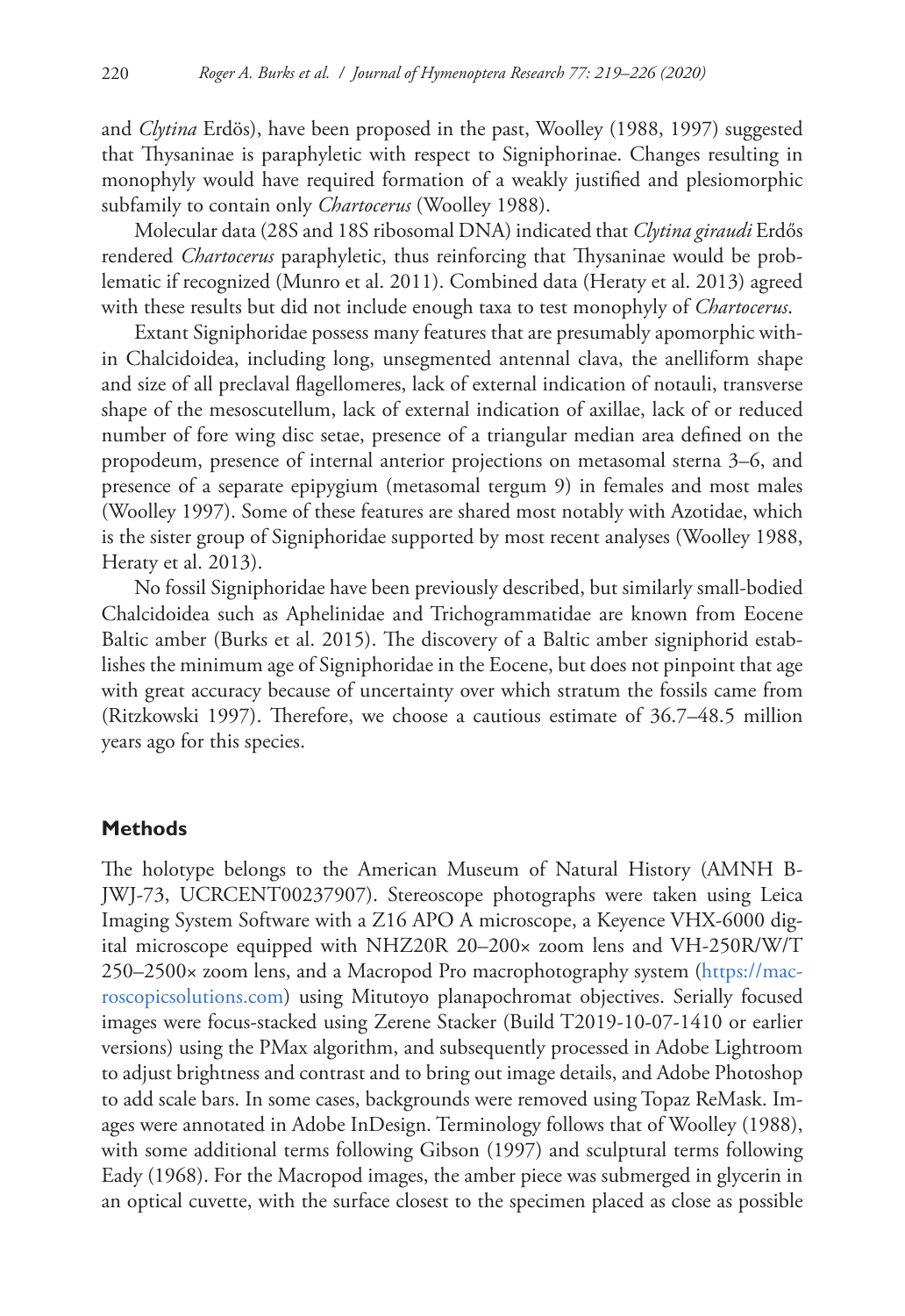and *Clytina* Erdös), have been proposed in the past, Woolley (1988, 1997) suggested that Thysaninae is paraphyletic with respect to Signiphorinae. Changes resulting in monophyly would have required formation of a weakly justified and plesiomorphic subfamily to contain only *Chartocerus* (Woolley 1988).

Molecular data (28S and 18S ribosomal DNA) indicated that *Clytina giraudi* Erdős rendered *Chartocerus* paraphyletic, thus reinforcing that Thysaninae would be problematic if recognized (Munro et al. 2011). Combined data (Heraty et al. 2013) agreed with these results but did not include enough taxa to test monophyly of *Chartocerus*.

Extant Signiphoridae possess many features that are presumably apomorphic within Chalcidoidea, including long, unsegmented antennal clava, the anelliform shape and size of all preclaval flagellomeres, lack of external indication of notauli, transverse shape of the mesoscutellum, lack of external indication of axillae, lack of or reduced number of fore wing disc setae, presence of a triangular median area defined on the propodeum, presence of internal anterior projections on metasomal sterna 3–6, and presence of a separate epipygium (metasomal tergum 9) in females and most males (Woolley 1997). Some of these features are shared most notably with Azotidae, which is the sister group of Signiphoridae supported by most recent analyses (Woolley 1988, Heraty et al. 2013).

No fossil Signiphoridae have been previously described, but similarly small-bodied Chalcidoidea such as Aphelinidae and Trichogrammatidae are known from Eocene Baltic amber (Burks et al. 2015). The discovery of a Baltic amber signiphorid establishes the minimum age of Signiphoridae in the Eocene, but does not pinpoint that age with great accuracy because of uncertainty over which stratum the fossils came from (Ritzkowski 1997). Therefore, we choose a cautious estimate of 36.7–48.5 million years ago for this species.

## Methods

The holotype belongs to the American Museum of Natural History (AMNH B-JWJ-73, UCRCENT00237907). Stereoscope photographs were taken using Leica Imaging System Software with a Z16 APO A microscope, a Keyence VHX-6000 digital microscope equipped with NHZ20R 20–200× zoom lens and VH-250R/W/T 250–2500× zoom lens, and a Macropod Pro macrophotography system (https://macroscopicsolutions.com) using Mitutoyo planapochromat objectives. Serially focused images were focus-stacked using Zerene Stacker (Build T2019-10-07-1410 or earlier versions) using the PMax algorithm, and subsequently processed in Adobe Lightroom to adjust brightness and contrast and to bring out image details, and Adobe Photoshop to add scale bars. In some cases, backgrounds were removed using Topaz ReMask. Images were annotated in Adobe InDesign. Terminology follows that of Woolley (1988), with some additional terms following Gibson (1997) and sculptural terms following Eady (1968). For the Macropod images, the amber piece was submerged in glycerin in an optical cuvette, with the surface closest to the specimen placed as close as possible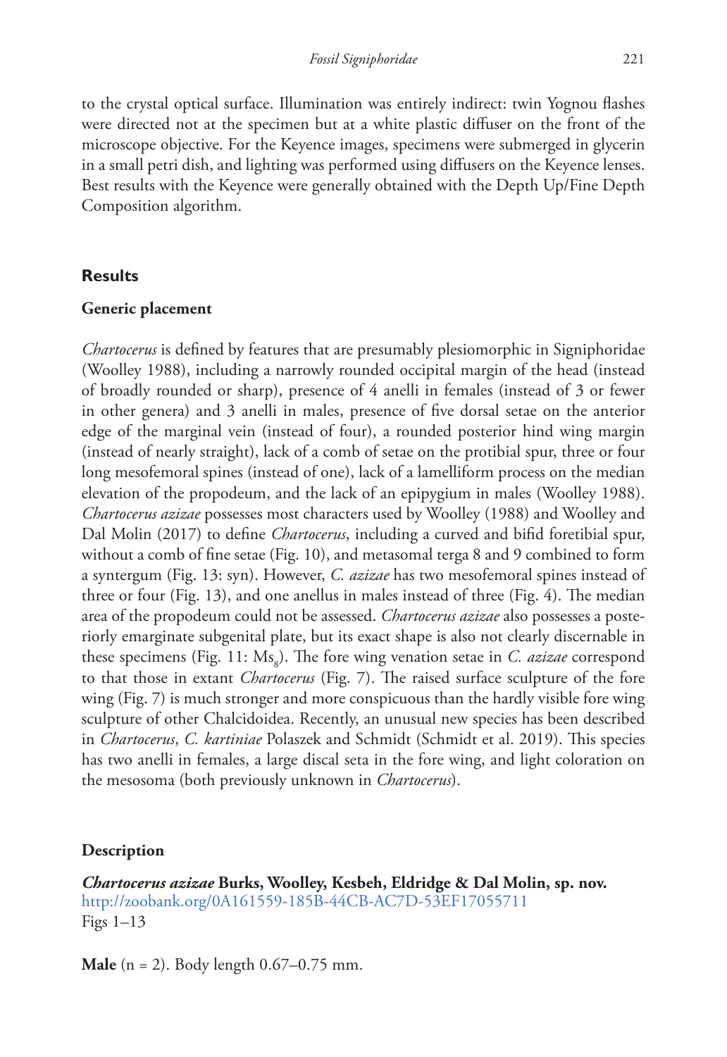to the crystal optical surface. Illumination was entirely indirect: twin Yognou flashes were directed not at the specimen but at a white plastic diffuser on the front of the microscope objective. For the Keyence images, specimens were submerged in glycerin in a small petri dish, and lighting was performed using diffusers on the Keyence lenses. Best results with the Keyence were generally obtained with the Depth Up/Fine Depth Composition algorithm.

## Results

### Generic placement

*Chartocerus* is defined by features that are presumably plesiomorphic in Signiphoridae (Woolley 1988), including a narrowly rounded occipital margin of the head (instead of broadly rounded or sharp), presence of 4 anelli in females (instead of 3 or fewer in other genera) and 3 anelli in males, presence of five dorsal setae on the anterior edge of the marginal vein (instead of four), a rounded posterior hind wing margin (instead of nearly straight), lack of a comb of setae on the protibial spur, three or four long mesofemoral spines (instead of one), lack of a lamelliform process on the median elevation of the propodeum, and the lack of an epipygium in males (Woolley 1988). *Chartocerus azizae* possesses most characters used by Woolley (1988) and Woolley and Dal Molin (2017) to define *Chartocerus*, including a curved and bifid foretibial spur, without a comb of fine setae (Fig. 10), and metasomal terga 8 and 9 combined to form a syntergum (Fig. 13: syn). However, *C. azizae* has two mesofemoral spines instead of three or four (Fig. 13), and one anellus in males instead of three (Fig. 4). The median area of the propodeum could not be assessed. *Chartocerus azizae* also possesses a posteriorly emarginate subgenital plate, but its exact shape is also not clearly discernable in these specimens (Fig. 11: $Ms_8$). The fore wing venation setae in *C. azizae* correspond to that those in extant *Chartocerus* (Fig. 7). The raised surface sculpture of the fore wing (Fig. 7) is much stronger and more conspicuous than the hardly visible fore wing sculpture of other Chalcidoidea. Recently, an unusual new species has been described in *Chartocerus*, *C. kartiniae* Polaszek and Schmidt (Schmidt et al. 2019). This species has two anelli in females, a large discal seta in the fore wing, and light coloration on the mesosoma (both previously unknown in *Chartocerus*).

## Description

***Chartocerus azizae*** **Burks, Woolley, Kesbeh, Eldridge & Dal Molin, sp. nov.**
http://zoobank.org/0A161559-185B-44CB-AC7D-53EF17055711
Figs 1–13

**Male** (n = 2). Body length 0.67–0.75 mm.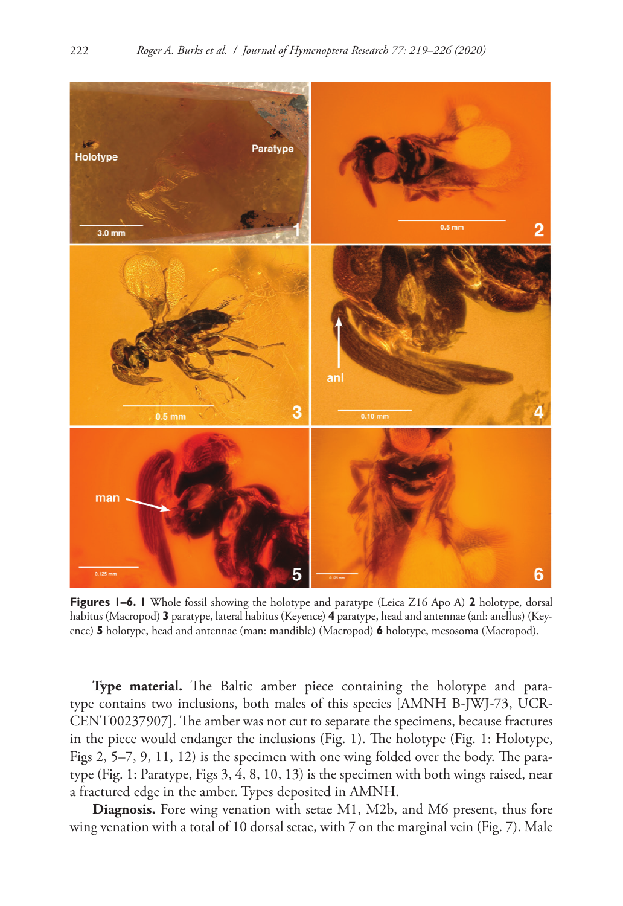**Figures 1–6. 1** Whole fossil showing the holotype and paratype (Leica Z16 Apo A) **2** holotype, dorsal habitus (Macropod) **3** paratype, lateral habitus (Keyence) **4** paratype, head and antennae (anl: anellus) (Keyence) **5** holotype, head and antennae (man: mandible) (Macropod) **6** holotype, mesosoma (Macropod).

**Type material.** The Baltic amber piece containing the holotype and paratype contains two inclusions, both males of this species [AMNH B-JWJ-73, UCRCENT00237907]. The amber was not cut to separate the specimens, because fractures in the piece would endanger the inclusions (Fig. 1). The holotype (Fig. 1: Holotype, Figs 2, 5–7, 9, 11, 12) is the specimen with one wing folded over the body. The paratype (Fig. 1: Paratype, Figs 3, 4, 8, 10, 13) is the specimen with both wings raised, near a fractured edge in the amber. Types deposited in AMNH.

**Diagnosis.** Fore wing venation with setae M1, M2b, and M6 present, thus fore wing venation with a total of 10 dorsal setae, with 7 on the marginal vein (Fig. 7). Male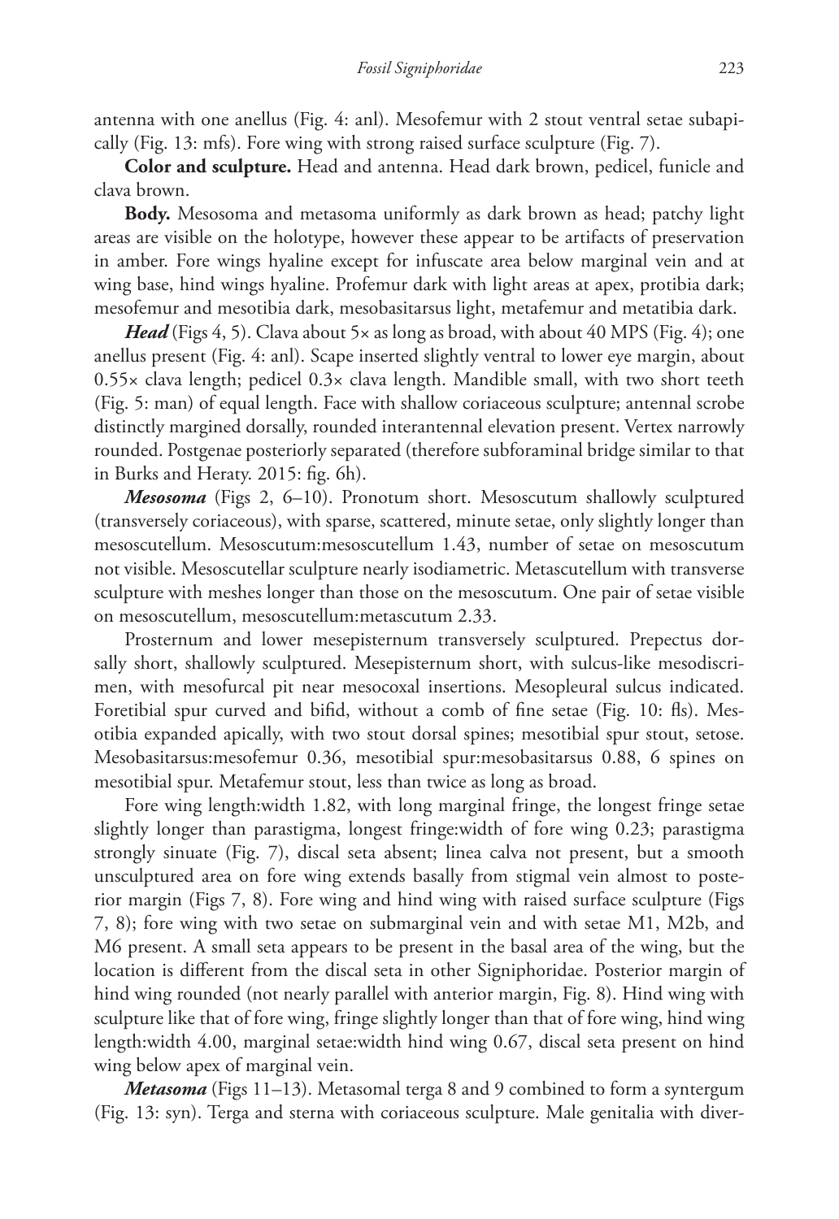antenna with one anellus (Fig. 4: anl). Mesofemur with 2 stout ventral setae subapically (Fig. 13: mfs). Fore wing with strong raised surface sculpture (Fig. 7).

**Color and sculpture.** Head and antenna. Head dark brown, pedicel, funicle and clava brown.

**Body.** Mesosoma and metasoma uniformly as dark brown as head; patchy light areas are visible on the holotype, however these appear to be artifacts of preservation in amber. Fore wings hyaline except for infuscate area below marginal vein and at wing base, hind wings hyaline. Profemur dark with light areas at apex, protibia dark; mesofemur and mesotibia dark, mesobasitarsus light, metafemur and metatibia dark.

***Head*** (Figs 4, 5). Clava about 5× as long as broad, with about 40 MPS (Fig. 4); one anellus present (Fig. 4: anl). Scape inserted slightly ventral to lower eye margin, about 0.55× clava length; pedicel 0.3× clava length. Mandible small, with two short teeth (Fig. 5: man) of equal length. Face with shallow coriaceous sculpture; antennal scrobe distinctly margined dorsally, rounded interantennal elevation present. Vertex narrowly rounded. Postgenae posteriorly separated (therefore subforaminal bridge similar to that in Burks and Heraty. 2015: fig. 6h).

***Mesosoma*** (Figs 2, 6–10). Pronotum short. Mesoscutum shallowly sculptured (transversely coriaceous), with sparse, scattered, minute setae, only slightly longer than mesoscutellum. Mesoscutum:mesoscutellum 1.43, number of setae on mesoscutum not visible. Mesoscutellar sculpture nearly isodiametric. Metascutellum with transverse sculpture with meshes longer than those on the mesoscutum. One pair of setae visible on mesoscutellum, mesoscutellum:metascutum 2.33.

Prosternum and lower mesepisternum transversely sculptured. Prepectus dorsally short, shallowly sculptured. Mesepisternum short, with sulcus-like mesodiscrimen, with mesofurcal pit near mesocoxal insertions. Mesopleural sulcus indicated. Foretibial spur curved and bifid, without a comb of fine setae (Fig. 10: fls). Mesotibia expanded apically, with two stout dorsal spines; mesotibial spur stout, setose. Mesobasitarsus:mesofemur 0.36, mesotibial spur:mesobasitarsus 0.88, 6 spines on mesotibial spur. Metafemur stout, less than twice as long as broad.

Fore wing length:width 1.82, with long marginal fringe, the longest fringe setae slightly longer than parastigma, longest fringe:width of fore wing 0.23; parastigma strongly sinuate (Fig. 7), discal seta absent; linea calva not present, but a smooth unsculptured area on fore wing extends basally from stigmal vein almost to posterior margin (Figs 7, 8). Fore wing and hind wing with raised surface sculpture (Figs 7, 8); fore wing with two setae on submarginal vein and with setae M1, M2b, and M6 present. A small seta appears to be present in the basal area of the wing, but the location is different from the discal seta in other Signiphoridae. Posterior margin of hind wing rounded (not nearly parallel with anterior margin, Fig. 8). Hind wing with sculpture like that of fore wing, fringe slightly longer than that of fore wing, hind wing length:width 4.00, marginal setae:width hind wing 0.67, discal seta present on hind wing below apex of marginal vein.

***Metasoma*** (Figs 11–13). Metasomal terga 8 and 9 combined to form a syntergum (Fig. 13: syn). Terga and sterna with coriaceous sculpture. Male genitalia with diver-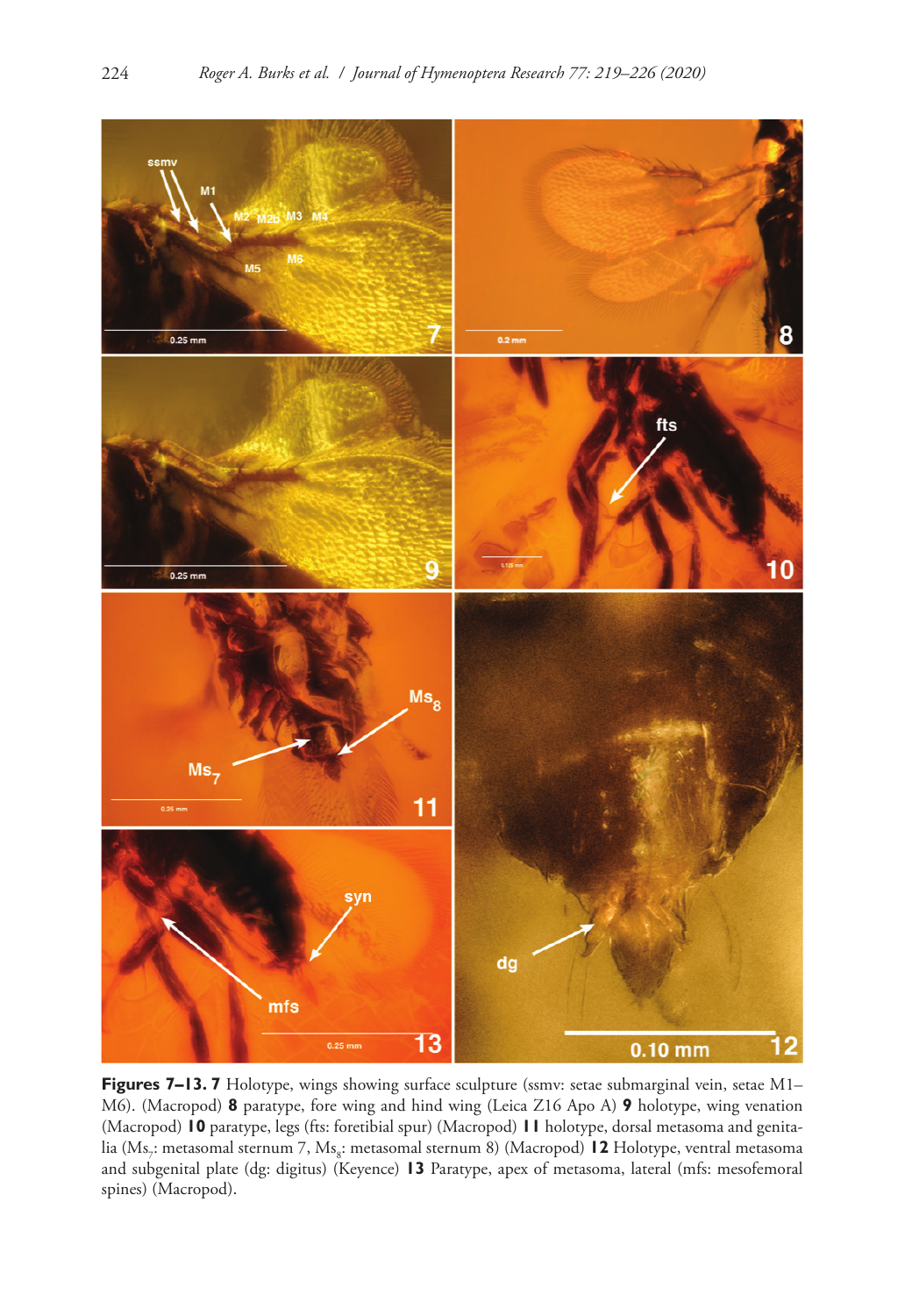**Figures 7–13. 7** Holotype, wings showing surface sculpture (ssmv: setae submarginal vein, setae M1–M6). (Macropod) **8** paratype, fore wing and hind wing (Leica Z16 Apo A) **9** holotype, wing venation (Macropod) **10** paratype, legs (fts: foretibial spur) (Macropod) **11** holotype, dorsal metasoma and genitalia ($Ms_7$: metasomal sternum 7, $Ms_8$: metasomal sternum 8) (Macropod) **12** Holotype, ventral metasoma and subgenital plate (dg: digitus) (Keyence) **13** Paratype, apex of metasoma, lateral (mfs: mesofemoral spines) (Macropod).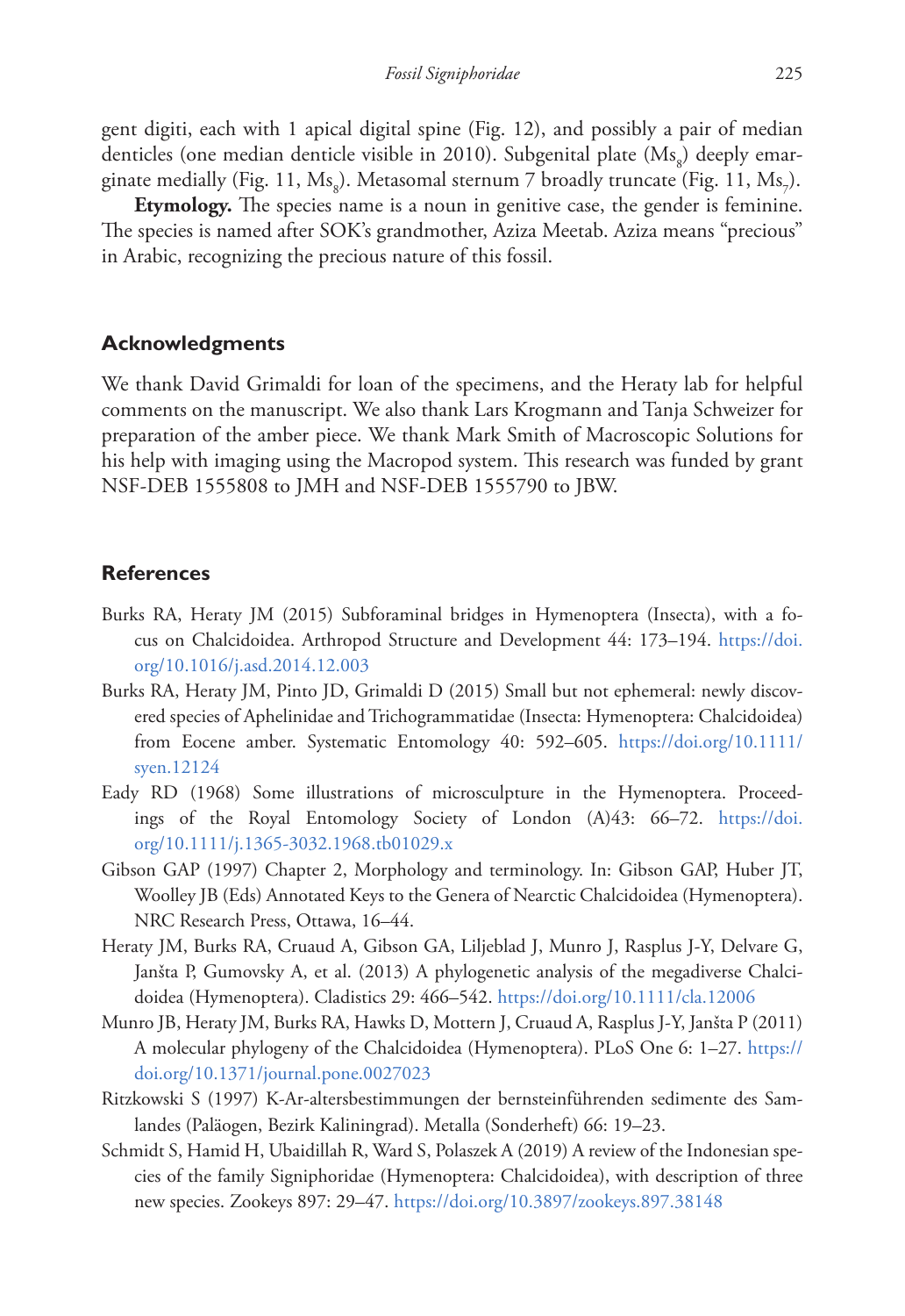gent digiti, each with 1 apical digital spine (Fig. 12), and possibly a pair of median denticles (one median denticle visible in 2010). Subgenital plate ($Ms_8$) deeply emarginate medially (Fig. 11, $Ms_8$). Metasomal sternum 7 broadly truncate (Fig. 11, $Ms_7$).

**Etymology.** The species name is a noun in genitive case, the gender is feminine. The species is named after SOK's grandmother, Aziza Meetab. Aziza means "precious" in Arabic, recognizing the precious nature of this fossil.

## Acknowledgments

We thank David Grimaldi for loan of the specimens, and the Heraty lab for helpful comments on the manuscript. We also thank Lars Krogmann and Tanja Schweizer for preparation of the amber piece. We thank Mark Smith of Macroscopic Solutions for his help with imaging using the Macropod system. This research was funded by grant NSF-DEB 1555808 to JMH and NSF-DEB 1555790 to JBW.

## References

Burks RA, Heraty JM (2015) Subforaminal bridges in Hymenoptera (Insecta), with a focus on Chalcidoidea. Arthropod Structure and Development 44: 173–194. https://doi.org/10.1016/j.asd.2014.12.003

Burks RA, Heraty JM, Pinto JD, Grimaldi D (2015) Small but not ephemeral: newly discovered species of Aphelinidae and Trichogrammatidae (Insecta: Hymenoptera: Chalcidoidea) from Eocene amber. Systematic Entomology 40: 592–605. https://doi.org/10.1111/syen.12124

Eady RD (1968) Some illustrations of microsculpture in the Hymenoptera. Proceedings of the Royal Entomology Society of London (A)43: 66–72. https://doi.org/10.1111/j.1365-3032.1968.tb01029.x

Gibson GAP (1997) Chapter 2, Morphology and terminology. In: Gibson GAP, Huber JT, Woolley JB (Eds) Annotated Keys to the Genera of Nearctic Chalcidoidea (Hymenoptera). NRC Research Press, Ottawa, 16–44.

Heraty JM, Burks RA, Cruaud A, Gibson GA, Liljeblad J, Munro J, Rasplus J-Y, Delvare G, Janšta P, Gumovsky A, et al. (2013) A phylogenetic analysis of the megadiverse Chalcidoidea (Hymenoptera). Cladistics 29: 466–542. https://doi.org/10.1111/cla.12006

Munro JB, Heraty JM, Burks RA, Hawks D, Mottern J, Cruaud A, Rasplus J-Y, Janšta P (2011) A molecular phylogeny of the Chalcidoidea (Hymenoptera). PLoS One 6: 1–27. https://doi.org/10.1371/journal.pone.0027023

Ritzkowski S (1997) K-Ar-altersbestimmungen der bernsteinführenden sedimente des Samlandes (Paläogen, Bezirk Kaliningrad). Metalla (Sonderheft) 66: 19–23.

Schmidt S, Hamid H, Ubaidillah R, Ward S, Polaszek A (2019) A review of the Indonesian species of the family Signiphoridae (Hymenoptera: Chalcidoidea), with description of three new species. Zookeys 897: 29–47. https://doi.org/10.3897/zookeys.897.38148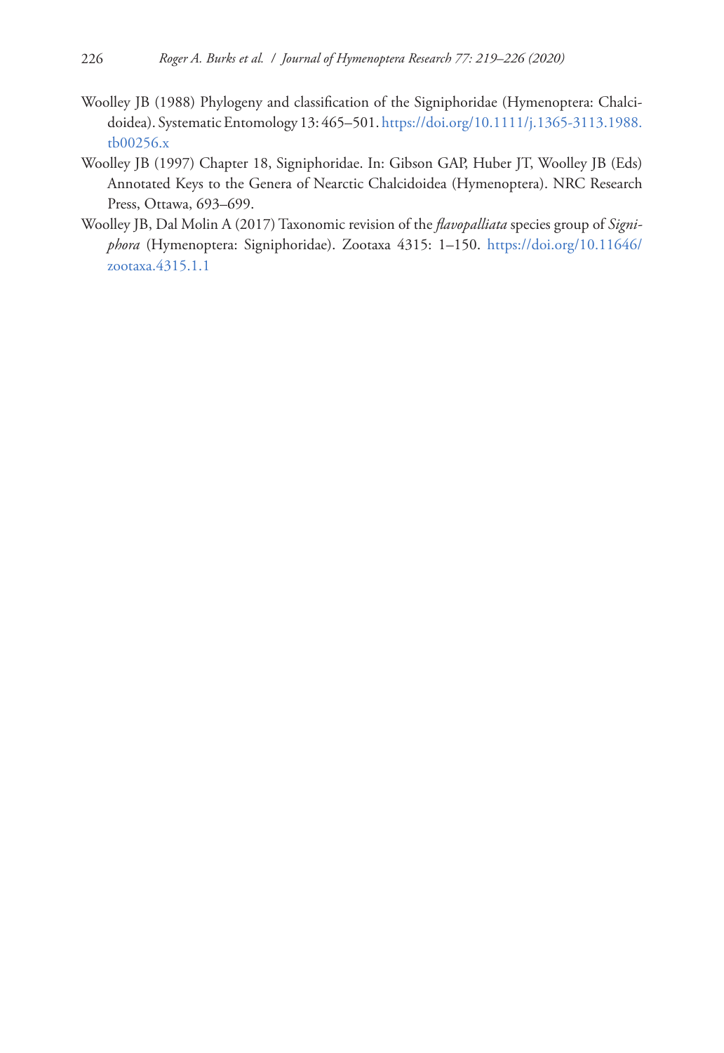Woolley JB (1988) Phylogeny and classification of the Signiphoridae (Hymenoptera: Chalcidoidea). Systematic Entomology 13: 465–501. https://doi.org/10.1111/j.1365-3113.1988.tb00256.x

Woolley JB (1997) Chapter 18, Signiphoridae. In: Gibson GAP, Huber JT, Woolley JB (Eds) Annotated Keys to the Genera of Nearctic Chalcidoidea (Hymenoptera). NRC Research Press, Ottawa, 693–699.

Woolley JB, Dal Molin A (2017) Taxonomic revision of the *flavopalliata* species group of *Signiphora* (Hymenoptera: Signiphoridae). Zootaxa 4315: 1–150. https://doi.org/10.11646/zootaxa.4315.1.1